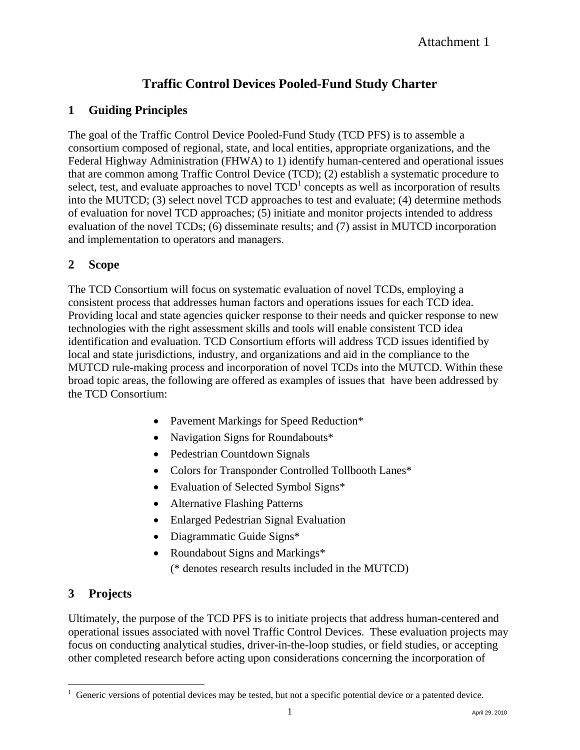Attachment 1

# Traffic Control Devices Pooled-Fund Study Charter

## 1 Guiding Principles

The goal of the Traffic Control Device Pooled-Fund Study (TCD PFS) is to assemble a consortium composed of regional, state, and local entities, appropriate organizations, and the Federal Highway Administration (FHWA) to 1) identify human-centered and operational issues that are common among Traffic Control Device (TCD); (2) establish a systematic procedure to select, test, and evaluate approaches to novel TCD[1] concepts as well as incorporation of results into the MUTCD; (3) select novel TCD approaches to test and evaluate; (4) determine methods of evaluation for novel TCD approaches; (5) initiate and monitor projects intended to address evaluation of the novel TCDs; (6) disseminate results; and (7) assist in MUTCD incorporation and implementation to operators and managers.

## 2 Scope

The TCD Consortium will focus on systematic evaluation of novel TCDs, employing a consistent process that addresses human factors and operations issues for each TCD idea. Providing local and state agencies quicker response to their needs and quicker response to new technologies with the right assessment skills and tools will enable consistent TCD idea identification and evaluation. TCD Consortium efforts will address TCD issues identified by local and state jurisdictions, industry, and organizations and aid in the compliance to the MUTCD rule-making process and incorporation of novel TCDs into the MUTCD. Within these broad topic areas, the following are offered as examples of issues that have been addressed by the TCD Consortium:

- Pavement Markings for Speed Reduction*
- Navigation Signs for Roundabouts*
- Pedestrian Countdown Signals
- Colors for Transponder Controlled Tollbooth Lanes*
- Evaluation of Selected Symbol Signs*
- Alternative Flashing Patterns
- Enlarged Pedestrian Signal Evaluation
- Diagrammatic Guide Signs*
- Roundabout Signs and Markings*

  (* denotes research results included in the MUTCD)

## 3 Projects

Ultimately, the purpose of the TCD PFS is to initiate projects that address human-centered and operational issues associated with novel Traffic Control Devices. These evaluation projects may focus on conducting analytical studies, driver-in-the-loop studies, or field studies, or accepting other completed research before acting upon considerations concerning the incorporation of

[1] Generic versions of potential devices may be tested, but not a specific potential device or a patented device.

April 29, 2010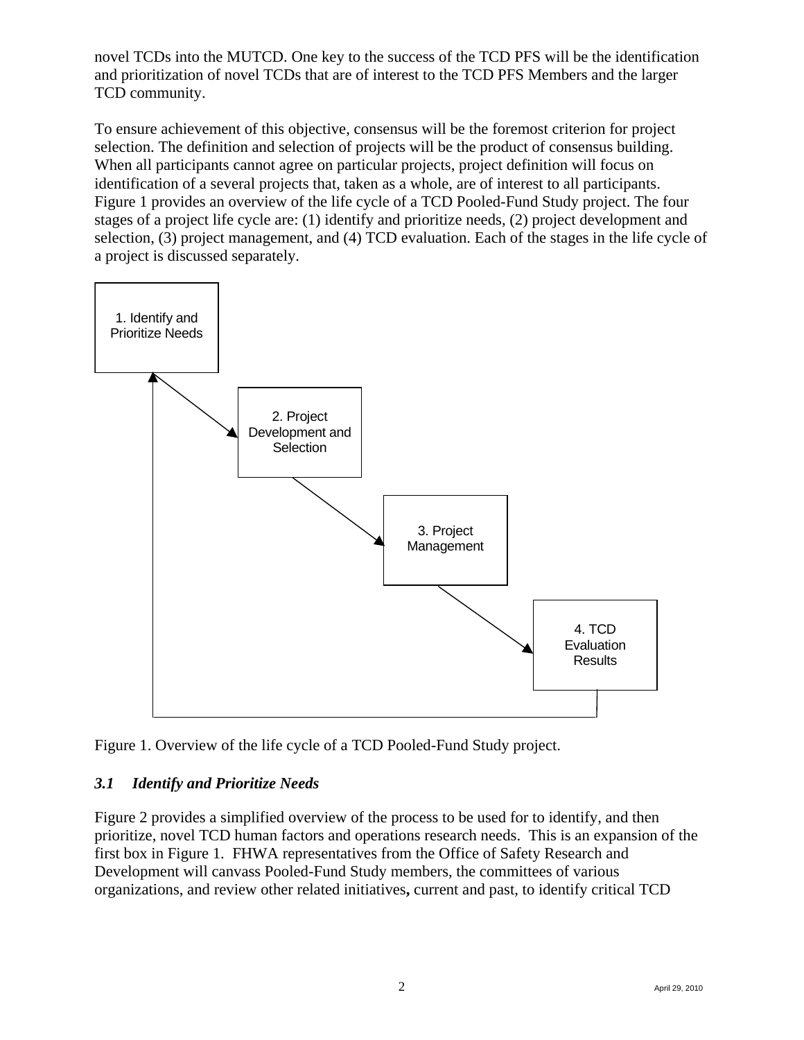novel TCDs into the MUTCD. One key to the success of the TCD PFS will be the identification and prioritization of novel TCDs that are of interest to the TCD PFS Members and the larger TCD community.

To ensure achievement of this objective, consensus will be the foremost criterion for project selection. The definition and selection of projects will be the product of consensus building. When all participants cannot agree on particular projects, project definition will focus on identification of a several projects that, taken as a whole, are of interest to all participants. Figure 1 provides an overview of the life cycle of a TCD Pooled-Fund Study project. The four stages of a project life cycle are: (1) identify and prioritize needs, (2) project development and selection, (3) project management, and (4) TCD evaluation. Each of the stages in the life cycle of a project is discussed separately.

1. Identify and Prioritize Needs

2. Project Development and Selection

3. Project Management

4. TCD Evaluation Results

Figure 1. Overview of the life cycle of a TCD Pooled-Fund Study project.

### *3.1 Identify and Prioritize Needs*

Figure 2 provides a simplified overview of the process to be used for to identify, and then prioritize, novel TCD human factors and operations research needs. This is an expansion of the first box in Figure 1. FHWA representatives from the Office of Safety Research and Development will canvass Pooled-Fund Study members, the committees of various organizations, and review other related initiatives**,** current and past, to identify critical TCD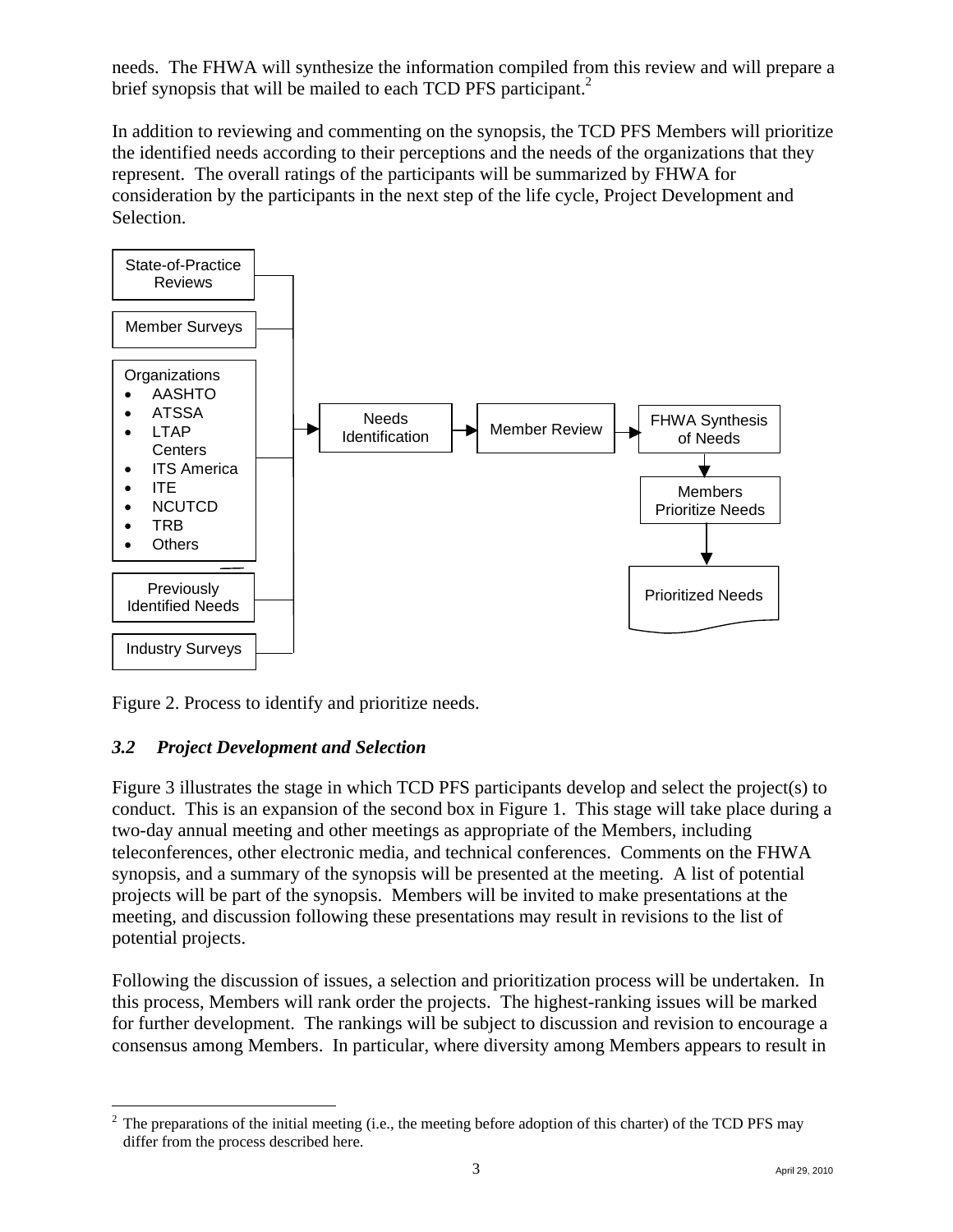needs. The FHWA will synthesize the information compiled from this review and will prepare a brief synopsis that will be mailed to each TCD PFS participant.[2]

In addition to reviewing and commenting on the synopsis, the TCD PFS Members will prioritize the identified needs according to their perceptions and the needs of the organizations that they represent. The overall ratings of the participants will be summarized by FHWA for consideration by the participants in the next step of the life cycle, Project Development and Selection.

State-of-Practice Reviews

Member Surveys

Organizations
- AASHTO
- ATSSA
- LTAP Centers
- ITS America
- ITE
- NCUTCD
- TRB
- Others

Previously Identified Needs

Industry Surveys

Needs Identification → Member Review → FHWA Synthesis of Needs → Members Prioritize Needs → Prioritized Needs

Figure 2. Process to identify and prioritize needs.

### *3.2 Project Development and Selection*

Figure 3 illustrates the stage in which TCD PFS participants develop and select the project(s) to conduct. This is an expansion of the second box in Figure 1. This stage will take place during a two-day annual meeting and other meetings as appropriate of the Members, including teleconferences, other electronic media, and technical conferences. Comments on the FHWA synopsis, and a summary of the synopsis will be presented at the meeting. A list of potential projects will be part of the synopsis. Members will be invited to make presentations at the meeting, and discussion following these presentations may result in revisions to the list of potential projects.

Following the discussion of issues, a selection and prioritization process will be undertaken. In this process, Members will rank order the projects. The highest-ranking issues will be marked for further development. The rankings will be subject to discussion and revision to encourage a consensus among Members. In particular, where diversity among Members appears to result in

[2] The preparations of the initial meeting (i.e., the meeting before adoption of this charter) of the TCD PFS may differ from the process described here.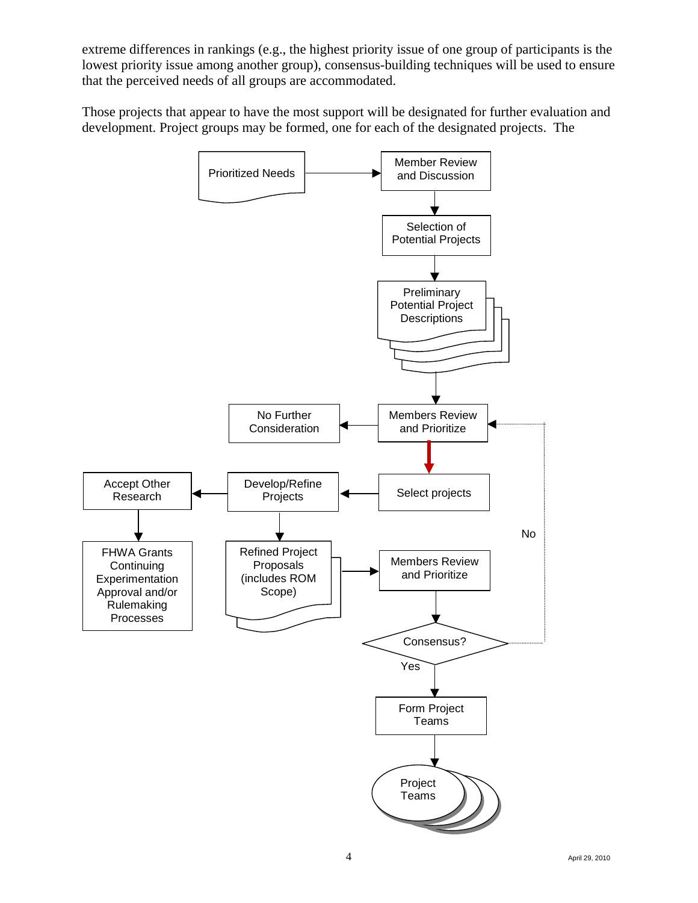extreme differences in rankings (e.g., the highest priority issue of one group of participants is the lowest priority issue among another group), consensus-building techniques will be used to ensure that the perceived needs of all groups are accommodated.

Those projects that appear to have the most support will be designated for further evaluation and development. Project groups may be formed, one for each of the designated projects. The

Prioritized Needs

Member Review and Discussion

Selection of Potential Projects

Preliminary Potential Project Descriptions

No Further Consideration

Members Review and Prioritize

Accept Other Research

Develop/Refine Projects

Select projects

No

FHWA Grants Continuing Experimentation Approval and/or Rulemaking Processes

Refined Project Proposals (includes ROM Scope)

Members Review and Prioritize

Consensus?

Yes

Form Project Teams

Project Teams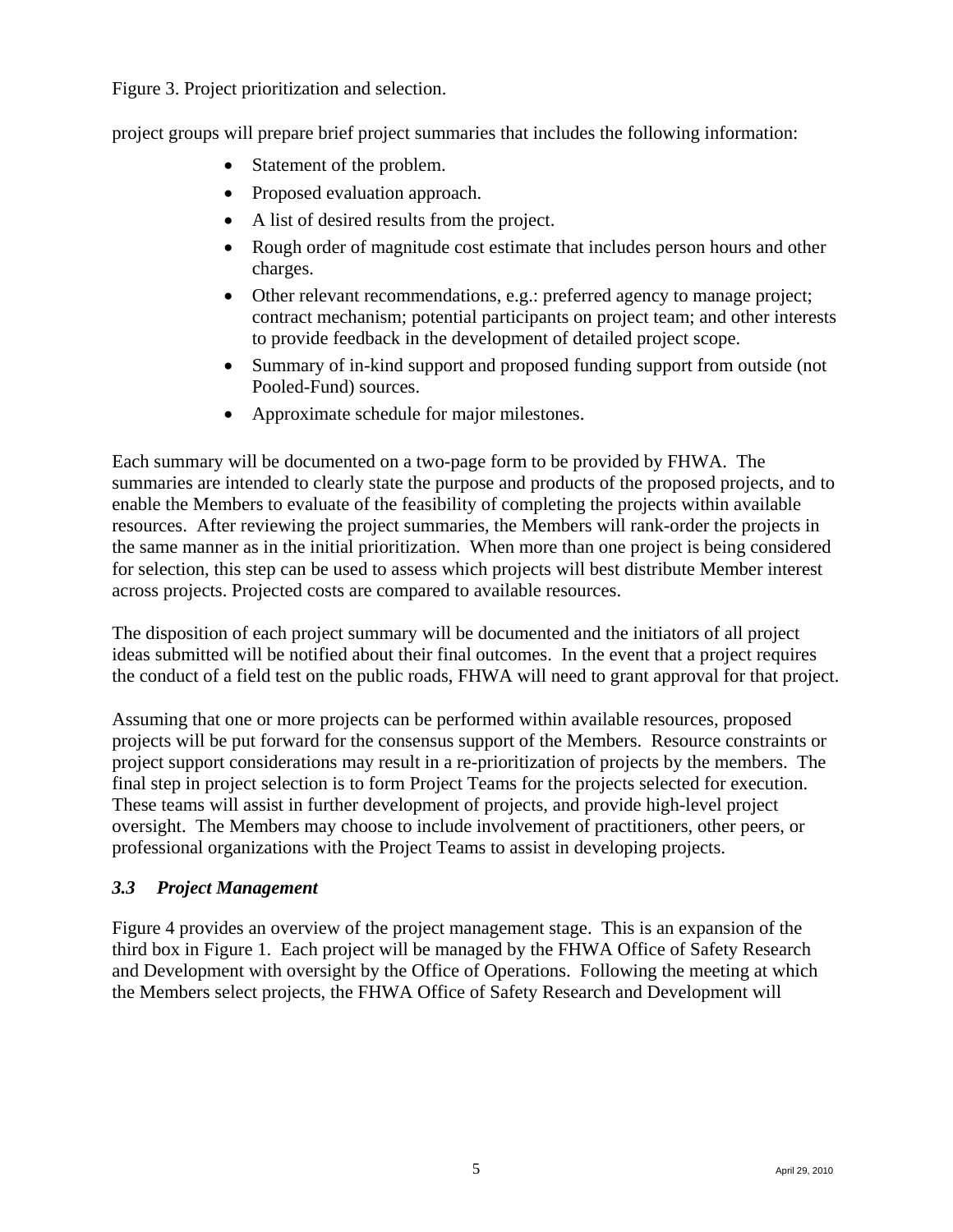Figure 3. Project prioritization and selection.

project groups will prepare brief project summaries that includes the following information:

- Statement of the problem.
- Proposed evaluation approach.
- A list of desired results from the project.
- Rough order of magnitude cost estimate that includes person hours and other charges.
- Other relevant recommendations, e.g.: preferred agency to manage project; contract mechanism; potential participants on project team; and other interests to provide feedback in the development of detailed project scope.
- Summary of in-kind support and proposed funding support from outside (not Pooled-Fund) sources.
- Approximate schedule for major milestones.

Each summary will be documented on a two-page form to be provided by FHWA. The summaries are intended to clearly state the purpose and products of the proposed projects, and to enable the Members to evaluate of the feasibility of completing the projects within available resources. After reviewing the project summaries, the Members will rank-order the projects in the same manner as in the initial prioritization. When more than one project is being considered for selection, this step can be used to assess which projects will best distribute Member interest across projects. Projected costs are compared to available resources.

The disposition of each project summary will be documented and the initiators of all project ideas submitted will be notified about their final outcomes. In the event that a project requires the conduct of a field test on the public roads, FHWA will need to grant approval for that project.

Assuming that one or more projects can be performed within available resources, proposed projects will be put forward for the consensus support of the Members. Resource constraints or project support considerations may result in a re-prioritization of projects by the members. The final step in project selection is to form Project Teams for the projects selected for execution. These teams will assist in further development of projects, and provide high-level project oversight. The Members may choose to include involvement of practitioners, other peers, or professional organizations with the Project Teams to assist in developing projects.

### *3.3 Project Management*

Figure 4 provides an overview of the project management stage. This is an expansion of the third box in Figure 1. Each project will be managed by the FHWA Office of Safety Research and Development with oversight by the Office of Operations. Following the meeting at which the Members select projects, the FHWA Office of Safety Research and Development will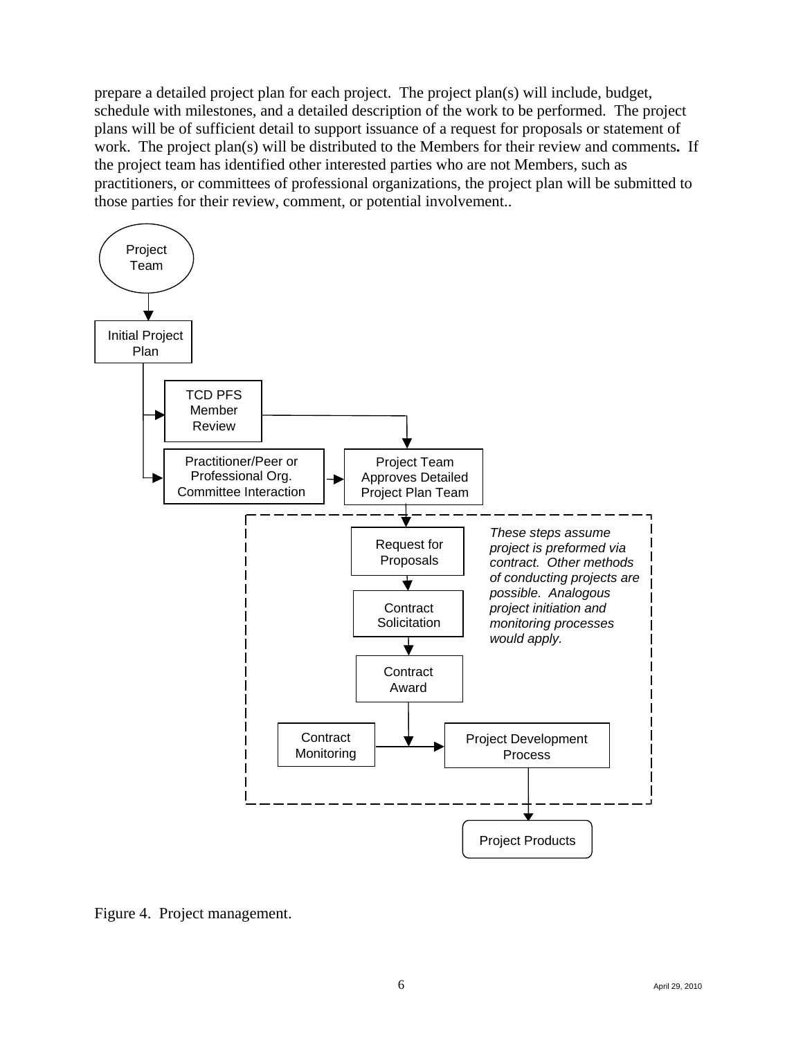prepare a detailed project plan for each project. The project plan(s) will include, budget, schedule with milestones, and a detailed description of the work to be performed. The project plans will be of sufficient detail to support issuance of a request for proposals or statement of work. The project plan(s) will be distributed to the Members for their review and comments**.** If the project team has identified other interested parties who are not Members, such as practitioners, or committees of professional organizations, the project plan will be submitted to those parties for their review, comment, or potential involvement..

Project Team

Initial Project Plan

TCD PFS Member Review

Practitioner/Peer or Professional Org. Committee Interaction

Project Team Approves Detailed Project Plan Team

Request for Proposals

Contract Solicitation

Contract Award

Contract Monitoring

Project Development Process

*These steps assume project is preformed via contract. Other methods of conducting projects are possible. Analogous project initiation and monitoring processes would apply.*

Project Products

Figure 4. Project management.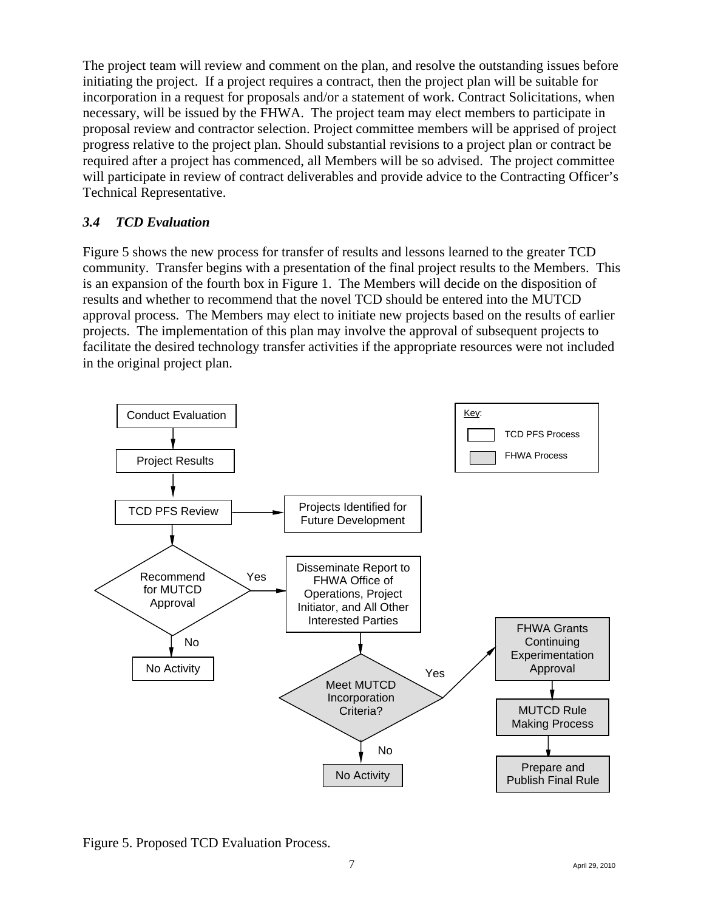The project team will review and comment on the plan, and resolve the outstanding issues before initiating the project. If a project requires a contract, then the project plan will be suitable for incorporation in a request for proposals and/or a statement of work. Contract Solicitations, when necessary, will be issued by the FHWA. The project team may elect members to participate in proposal review and contractor selection. Project committee members will be apprised of project progress relative to the project plan. Should substantial revisions to a project plan or contract be required after a project has commenced, all Members will be so advised. The project committee will participate in review of contract deliverables and provide advice to the Contracting Officer's Technical Representative.

### *3.4 TCD Evaluation*

Figure 5 shows the new process for transfer of results and lessons learned to the greater TCD community. Transfer begins with a presentation of the final project results to the Members. This is an expansion of the fourth box in Figure 1. The Members will decide on the disposition of results and whether to recommend that the novel TCD should be entered into the MUTCD approval process. The Members may elect to initiate new projects based on the results of earlier projects. The implementation of this plan may involve the approval of subsequent projects to facilitate the desired technology transfer activities if the appropriate resources were not included in the original project plan.

Key: TCD PFS Process; FHWA Process

Conduct Evaluation → Project Results → TCD PFS Review → Projects Identified for Future Development

TCD PFS Review → Recommend for MUTCD Approval
- No → No Activity
- Yes → Disseminate Report to FHWA Office of Operations, Project Initiator, and All Other Interested Parties → Meet MUTCD Incorporation Criteria?
  - No → No Activity
  - Yes → FHWA Grants Continuing Experimentation Approval → MUTCD Rule Making Process → Prepare and Publish Final Rule

Figure 5. Proposed TCD Evaluation Process.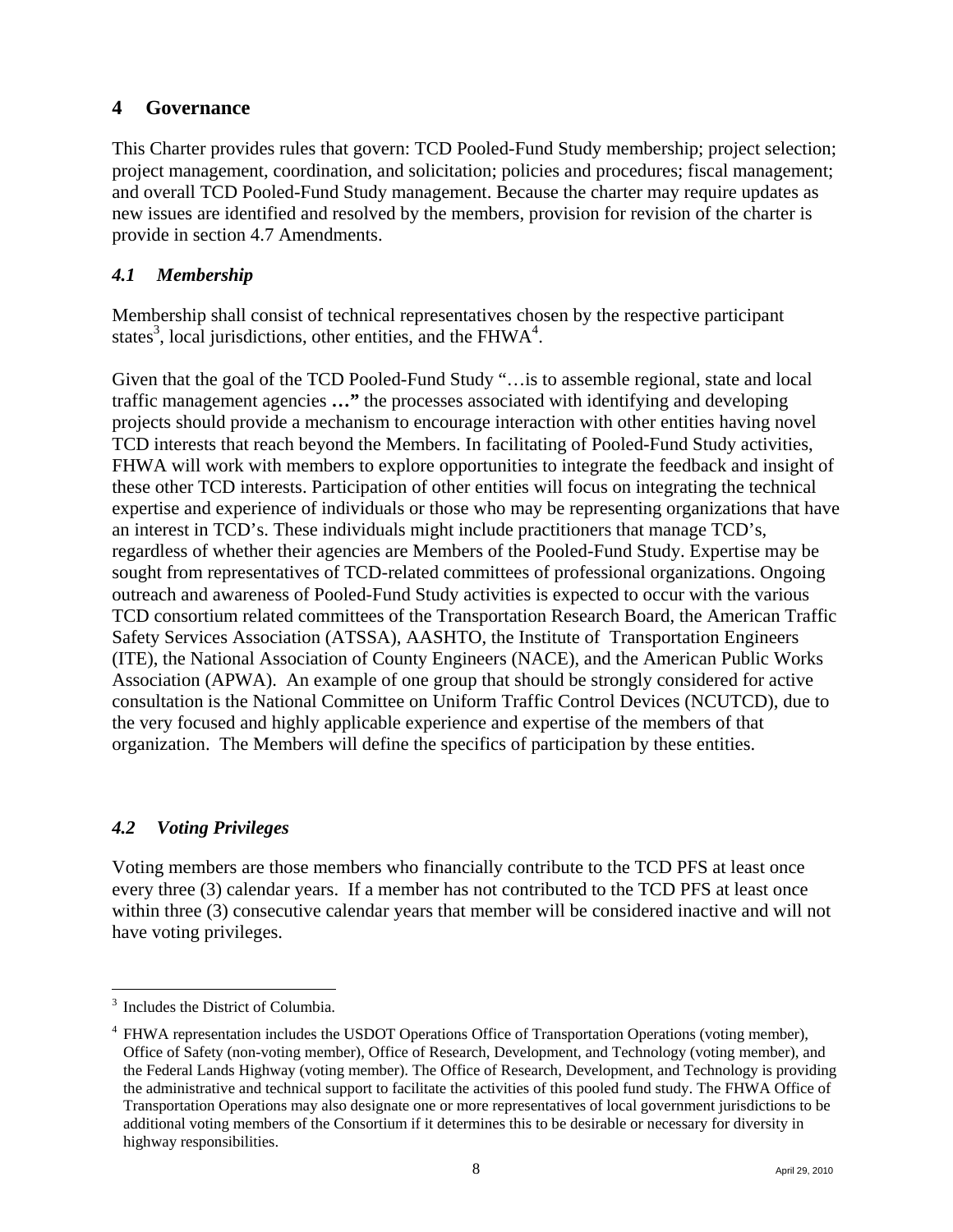## 4 Governance

This Charter provides rules that govern: TCD Pooled-Fund Study membership; project selection; project management, coordination, and solicitation; policies and procedures; fiscal management; and overall TCD Pooled-Fund Study management. Because the charter may require updates as new issues are identified and resolved by the members, provision for revision of the charter is provide in section 4.7 Amendments.

### *4.1 Membership*

Membership shall consist of technical representatives chosen by the respective participant states[3], local jurisdictions, other entities, and the FHWA[4].

Given that the goal of the TCD Pooled-Fund Study "…is to assemble regional, state and local traffic management agencies **…"** the processes associated with identifying and developing projects should provide a mechanism to encourage interaction with other entities having novel TCD interests that reach beyond the Members. In facilitating of Pooled-Fund Study activities, FHWA will work with members to explore opportunities to integrate the feedback and insight of these other TCD interests. Participation of other entities will focus on integrating the technical expertise and experience of individuals or those who may be representing organizations that have an interest in TCD's. These individuals might include practitioners that manage TCD's, regardless of whether their agencies are Members of the Pooled-Fund Study. Expertise may be sought from representatives of TCD-related committees of professional organizations. Ongoing outreach and awareness of Pooled-Fund Study activities is expected to occur with the various TCD consortium related committees of the Transportation Research Board, the American Traffic Safety Services Association (ATSSA), AASHTO, the Institute of Transportation Engineers (ITE), the National Association of County Engineers (NACE), and the American Public Works Association (APWA). An example of one group that should be strongly considered for active consultation is the National Committee on Uniform Traffic Control Devices (NCUTCD), due to the very focused and highly applicable experience and expertise of the members of that organization. The Members will define the specifics of participation by these entities.

### *4.2 Voting Privileges*

Voting members are those members who financially contribute to the TCD PFS at least once every three (3) calendar years. If a member has not contributed to the TCD PFS at least once within three (3) consecutive calendar years that member will be considered inactive and will not have voting privileges.

---

[3] Includes the District of Columbia.

[4] FHWA representation includes the USDOT Operations Office of Transportation Operations (voting member), Office of Safety (non-voting member), Office of Research, Development, and Technology (voting member), and the Federal Lands Highway (voting member). The Office of Research, Development, and Technology is providing the administrative and technical support to facilitate the activities of this pooled fund study. The FHWA Office of Transportation Operations may also designate one or more representatives of local government jurisdictions to be additional voting members of the Consortium if it determines this to be desirable or necessary for diversity in highway responsibilities.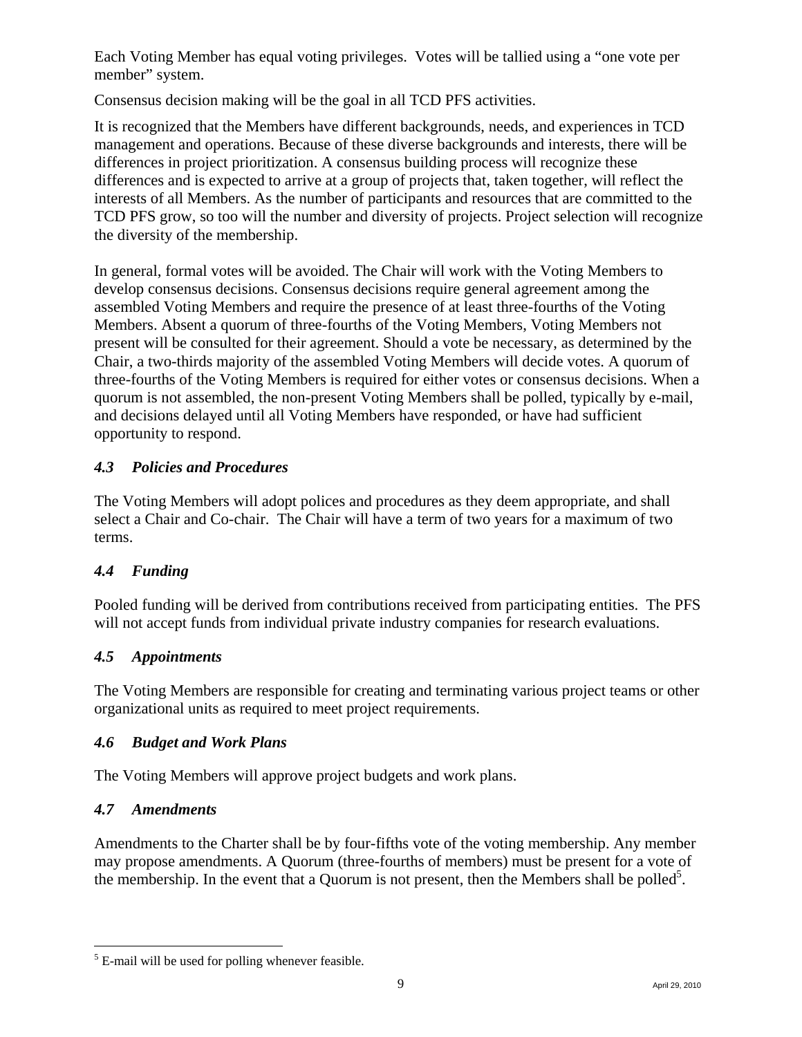Each Voting Member has equal voting privileges. Votes will be tallied using a "one vote per member" system.

Consensus decision making will be the goal in all TCD PFS activities.

It is recognized that the Members have different backgrounds, needs, and experiences in TCD management and operations. Because of these diverse backgrounds and interests, there will be differences in project prioritization. A consensus building process will recognize these differences and is expected to arrive at a group of projects that, taken together, will reflect the interests of all Members. As the number of participants and resources that are committed to the TCD PFS grow, so too will the number and diversity of projects. Project selection will recognize the diversity of the membership.

In general, formal votes will be avoided. The Chair will work with the Voting Members to develop consensus decisions. Consensus decisions require general agreement among the assembled Voting Members and require the presence of at least three-fourths of the Voting Members. Absent a quorum of three-fourths of the Voting Members, Voting Members not present will be consulted for their agreement. Should a vote be necessary, as determined by the Chair, a two-thirds majority of the assembled Voting Members will decide votes. A quorum of three-fourths of the Voting Members is required for either votes or consensus decisions. When a quorum is not assembled, the non-present Voting Members shall be polled, typically by e-mail, and decisions delayed until all Voting Members have responded, or have had sufficient opportunity to respond.

### *4.3 Policies and Procedures*

The Voting Members will adopt polices and procedures as they deem appropriate, and shall select a Chair and Co-chair. The Chair will have a term of two years for a maximum of two terms.

### *4.4 Funding*

Pooled funding will be derived from contributions received from participating entities. The PFS will not accept funds from individual private industry companies for research evaluations.

### *4.5 Appointments*

The Voting Members are responsible for creating and terminating various project teams or other organizational units as required to meet project requirements.

### *4.6 Budget and Work Plans*

The Voting Members will approve project budgets and work plans.

### *4.7 Amendments*

Amendments to the Charter shall be by four-fifths vote of the voting membership. Any member may propose amendments. A Quorum (three-fourths of members) must be present for a vote of the membership. In the event that a Quorum is not present, then the Members shall be polled[5].

---

[5] E-mail will be used for polling whenever feasible.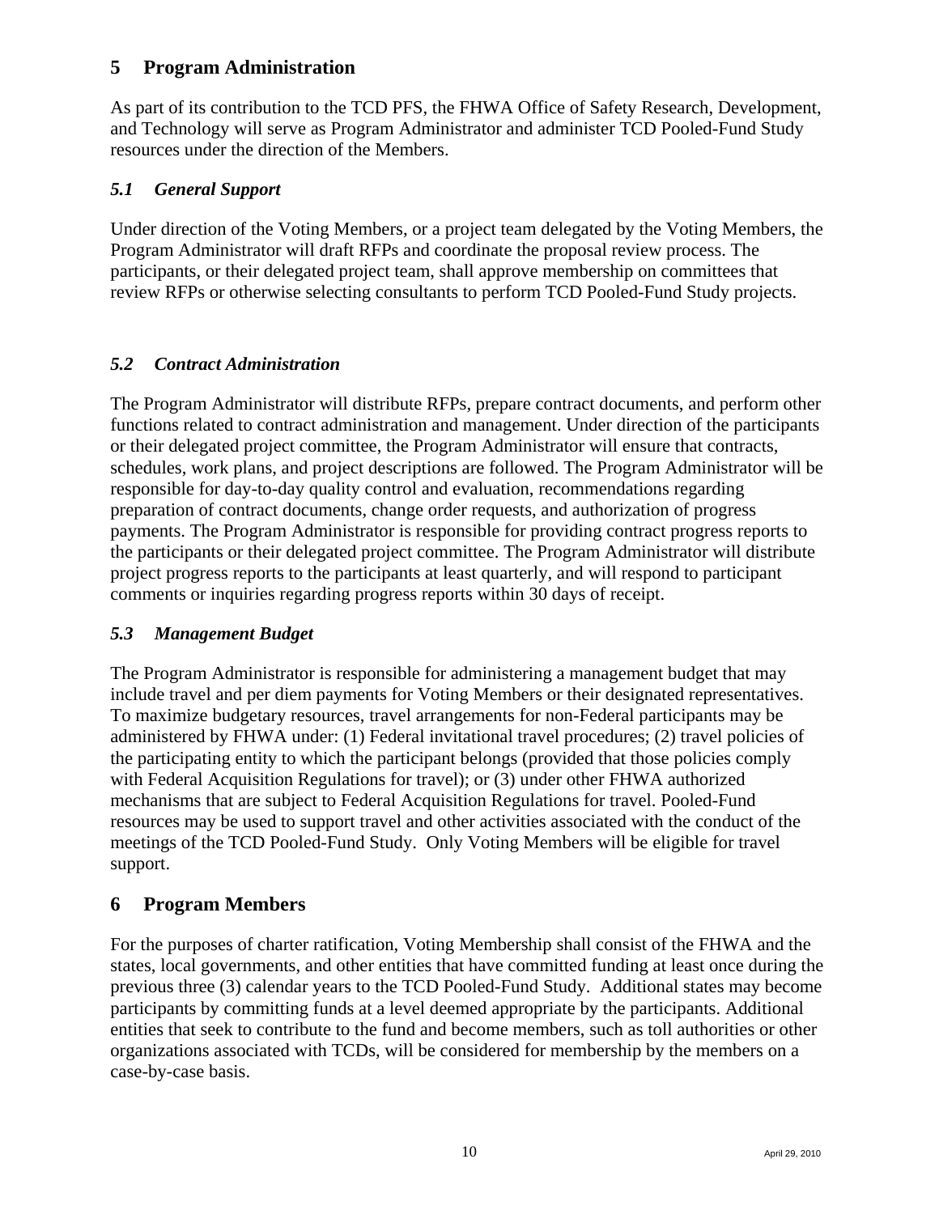## 5 Program Administration

As part of its contribution to the TCD PFS, the FHWA Office of Safety Research, Development, and Technology will serve as Program Administrator and administer TCD Pooled-Fund Study resources under the direction of the Members.

### *5.1 General Support*

Under direction of the Voting Members, or a project team delegated by the Voting Members, the Program Administrator will draft RFPs and coordinate the proposal review process. The participants, or their delegated project team, shall approve membership on committees that review RFPs or otherwise selecting consultants to perform TCD Pooled-Fund Study projects.

### *5.2 Contract Administration*

The Program Administrator will distribute RFPs, prepare contract documents, and perform other functions related to contract administration and management. Under direction of the participants or their delegated project committee, the Program Administrator will ensure that contracts, schedules, work plans, and project descriptions are followed. The Program Administrator will be responsible for day-to-day quality control and evaluation, recommendations regarding preparation of contract documents, change order requests, and authorization of progress payments. The Program Administrator is responsible for providing contract progress reports to the participants or their delegated project committee. The Program Administrator will distribute project progress reports to the participants at least quarterly, and will respond to participant comments or inquiries regarding progress reports within 30 days of receipt.

### *5.3 Management Budget*

The Program Administrator is responsible for administering a management budget that may include travel and per diem payments for Voting Members or their designated representatives. To maximize budgetary resources, travel arrangements for non-Federal participants may be administered by FHWA under: (1) Federal invitational travel procedures; (2) travel policies of the participating entity to which the participant belongs (provided that those policies comply with Federal Acquisition Regulations for travel); or (3) under other FHWA authorized mechanisms that are subject to Federal Acquisition Regulations for travel. Pooled-Fund resources may be used to support travel and other activities associated with the conduct of the meetings of the TCD Pooled-Fund Study. Only Voting Members will be eligible for travel support.

## 6 Program Members

For the purposes of charter ratification, Voting Membership shall consist of the FHWA and the states, local governments, and other entities that have committed funding at least once during the previous three (3) calendar years to the TCD Pooled-Fund Study. Additional states may become participants by committing funds at a level deemed appropriate by the participants. Additional entities that seek to contribute to the fund and become members, such as toll authorities or other organizations associated with TCDs, will be considered for membership by the members on a case-by-case basis.